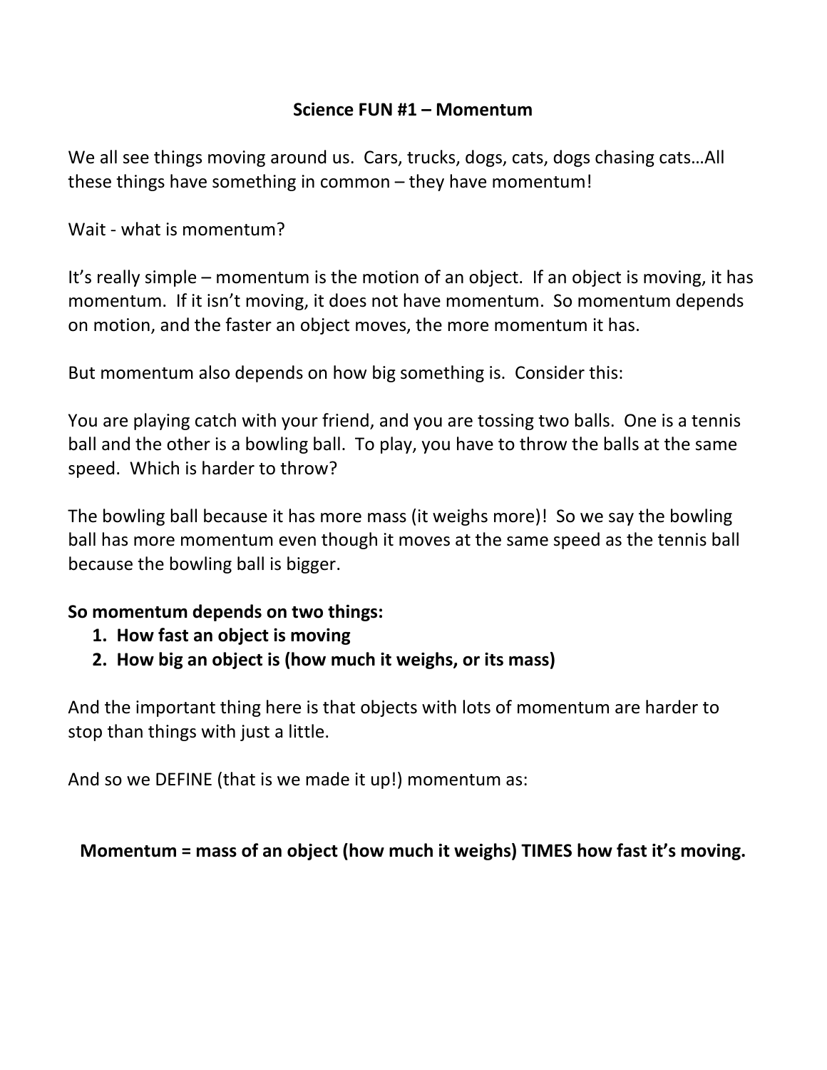# Science FUN #1 – Momentum

We all see things moving around us. Cars, trucks, dogs, cats, dogs chasing cats…All these things have something in common – they have momentum!

Wait - what is momentum?

It's really simple – momentum is the motion of an object. If an object is moving, it has momentum. If it isn't moving, it does not have momentum. So momentum depends on motion, and the faster an object moves, the more momentum it has.

But momentum also depends on how big something is. Consider this:

You are playing catch with your friend, and you are tossing two balls. One is a tennis ball and the other is a bowling ball. To play, you have to throw the balls at the same speed. Which is harder to throw?

The bowling ball because it has more mass (it weighs more)! So we say the bowling ball has more momentum even though it moves at the same speed as the tennis ball because the bowling ball is bigger.

**So momentum depends on two things:**

1. **How fast an object is moving**
2. **How big an object is (how much it weighs, or its mass)**

And the important thing here is that objects with lots of momentum are harder to stop than things with just a little.

And so we DEFINE (that is we made it up!) momentum as:

**Momentum = mass of an object (how much it weighs) TIMES how fast it's moving.**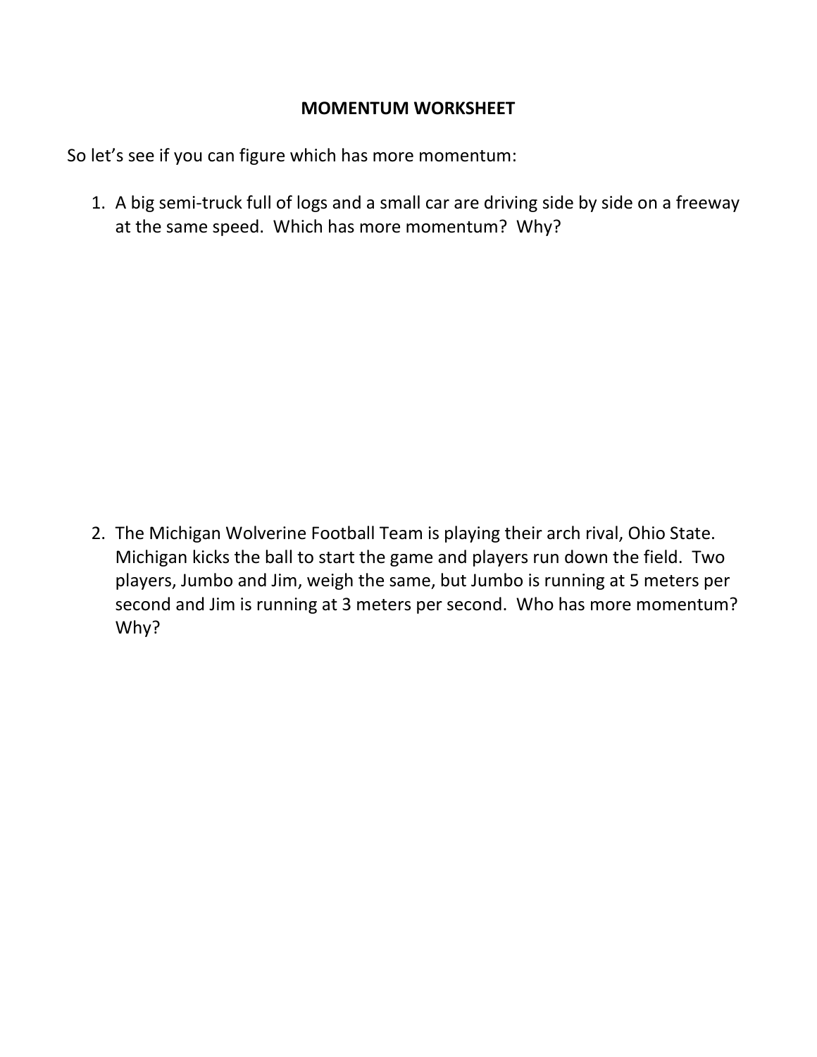# MOMENTUM WORKSHEET

So let's see if you can figure which has more momentum:

1. A big semi-truck full of logs and a small car are driving side by side on a freeway at the same speed. Which has more momentum? Why?

2. The Michigan Wolverine Football Team is playing their arch rival, Ohio State. Michigan kicks the ball to start the game and players run down the field. Two players, Jumbo and Jim, weigh the same, but Jumbo is running at 5 meters per second and Jim is running at 3 meters per second. Who has more momentum? Why?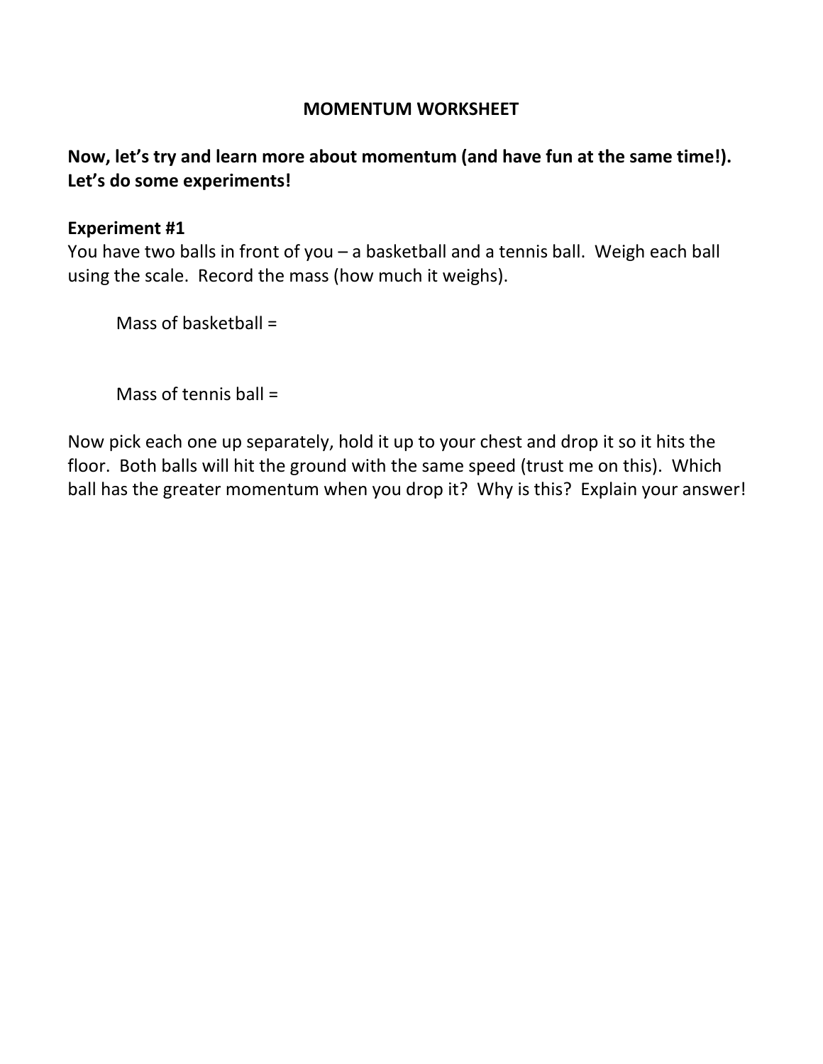# MOMENTUM WORKSHEET

**Now, let's try and learn more about momentum (and have fun at the same time!). Let's do some experiments!**

**Experiment #1**

You have two balls in front of you – a basketball and a tennis ball. Weigh each ball using the scale. Record the mass (how much it weighs).

Mass of basketball =

Mass of tennis ball =

Now pick each one up separately, hold it up to your chest and drop it so it hits the floor. Both balls will hit the ground with the same speed (trust me on this). Which ball has the greater momentum when you drop it? Why is this? Explain your answer!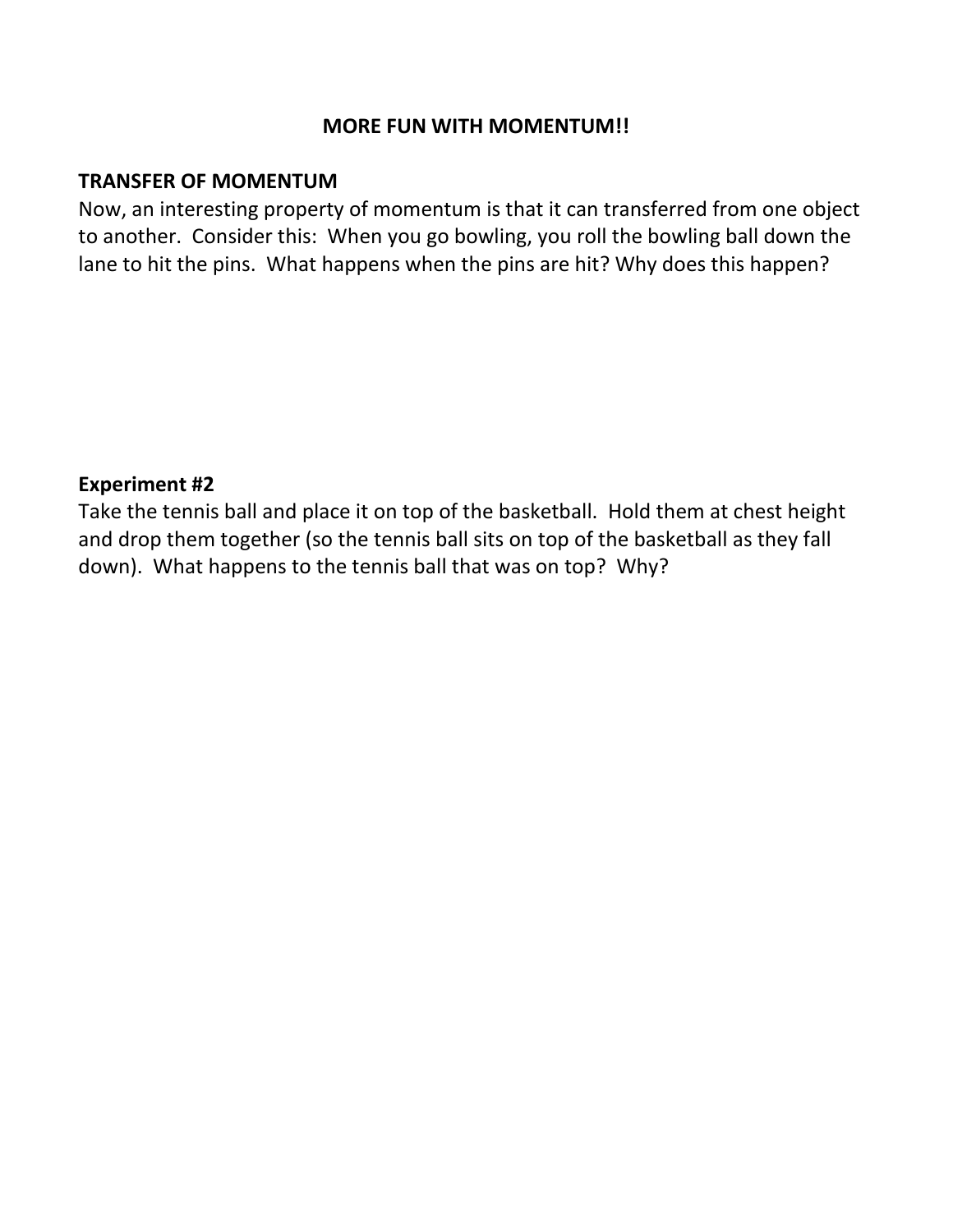# MORE FUN WITH MOMENTUM!!

## TRANSFER OF MOMENTUM

Now, an interesting property of momentum is that it can transferred from one object to another. Consider this: When you go bowling, you roll the bowling ball down the lane to hit the pins. What happens when the pins are hit? Why does this happen?

## Experiment #2

Take the tennis ball and place it on top of the basketball. Hold them at chest height and drop them together (so the tennis ball sits on top of the basketball as they fall down). What happens to the tennis ball that was on top? Why?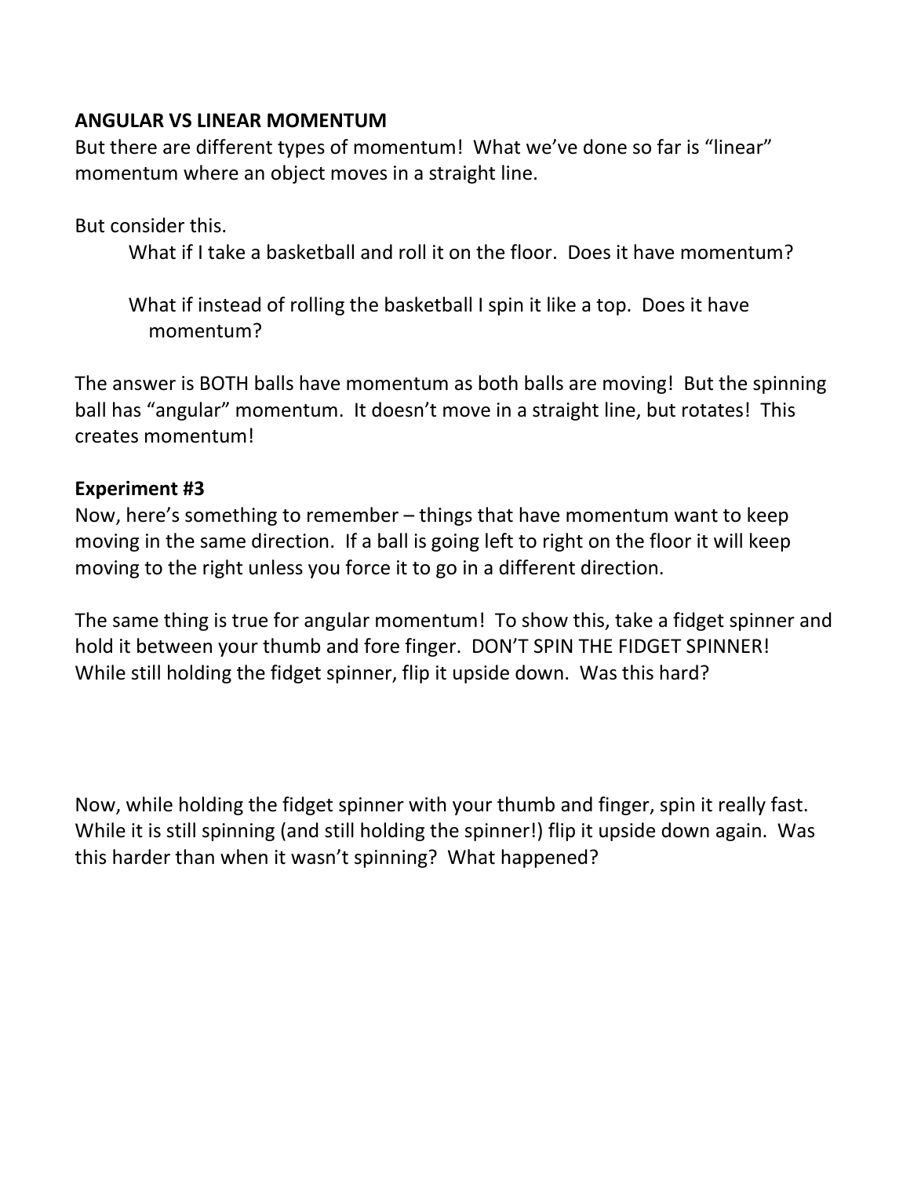**ANGULAR VS LINEAR MOMENTUM**

But there are different types of momentum! What we've done so far is "linear" momentum where an object moves in a straight line.

But consider this.

> What if I take a basketball and roll it on the floor. Does it have momentum?
>
> What if instead of rolling the basketball I spin it like a top. Does it have momentum?

The answer is BOTH balls have momentum as both balls are moving! But the spinning ball has "angular" momentum. It doesn't move in a straight line, but rotates! This creates momentum!

**Experiment #3**

Now, here's something to remember – things that have momentum want to keep moving in the same direction. If a ball is going left to right on the floor it will keep moving to the right unless you force it to go in a different direction.

The same thing is true for angular momentum! To show this, take a fidget spinner and hold it between your thumb and fore finger. DON'T SPIN THE FIDGET SPINNER! While still holding the fidget spinner, flip it upside down. Was this hard?

Now, while holding the fidget spinner with your thumb and finger, spin it really fast. While it is still spinning (and still holding the spinner!) flip it upside down again. Was this harder than when it wasn't spinning? What happened?